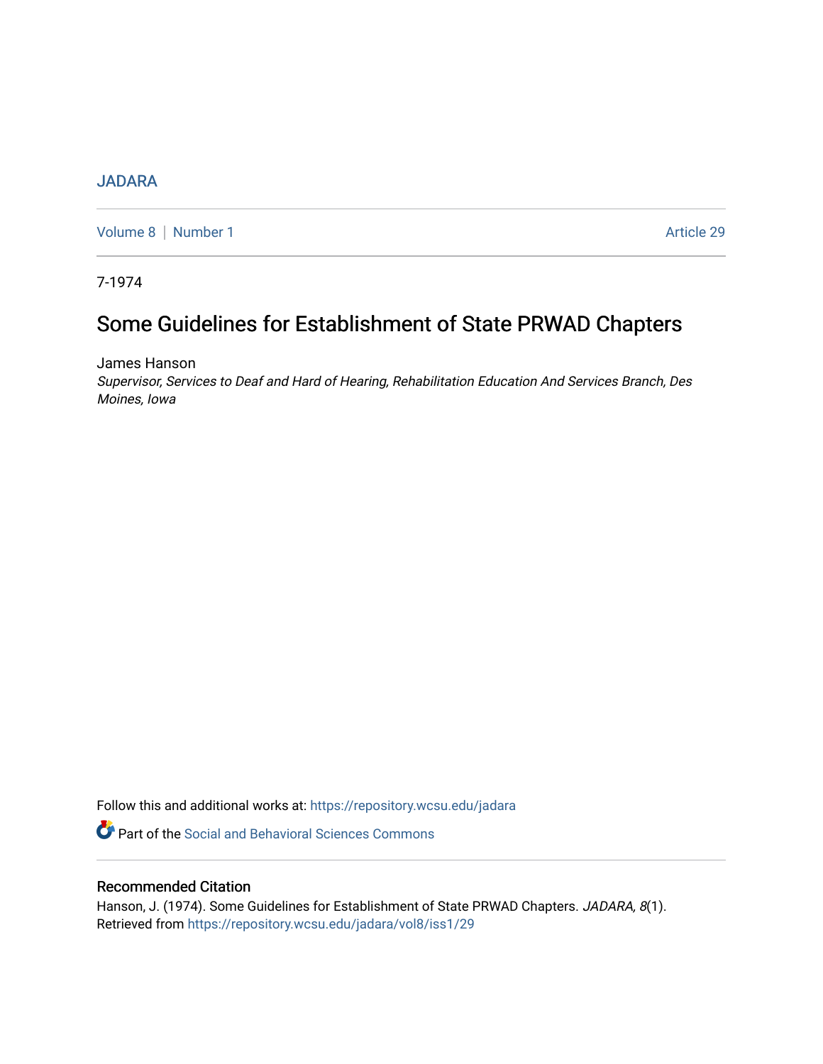JADARA

Volume 8 | Number 1 Article 29

7-1974

# Some Guidelines for Establishment of State PRWAD Chapters

James Hanson

*Supervisor, Services to Deaf and Hard of Hearing, Rehabilitation Education And Services Branch, Des Moines, Iowa*

Follow this and additional works at: https://repository.wcsu.edu/jadara

Part of the Social and Behavioral Sciences Commons

## Recommended Citation

Hanson, J. (1974). Some Guidelines for Establishment of State PRWAD Chapters. *JADARA, 8*(1). Retrieved from https://repository.wcsu.edu/jadara/vol8/iss1/29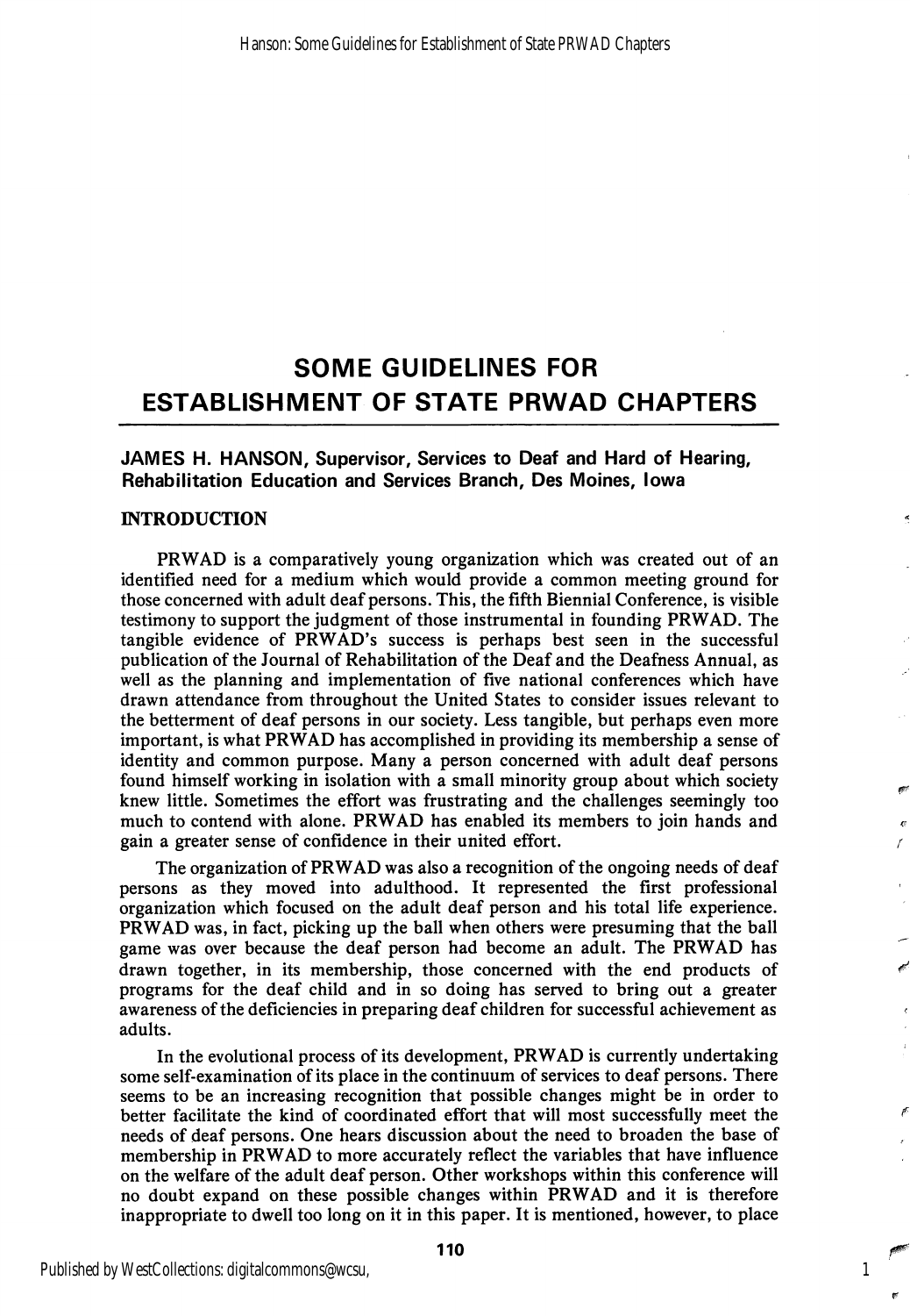# SOME GUIDELINES FOR ESTABLISHMENT OF STATE PRWAD CHAPTERS

**JAMES H. HANSON, Supervisor, Services to Deaf and Hard of Hearing, Rehabilitation Education and Services Branch, Des Moines, Iowa**

## INTRODUCTION

PRWAD is a comparatively young organization which was created out of an identified need for a medium which would provide a common meeting ground for those concerned with adult deaf persons. This, the fifth Biennial Conference, is visible testimony to support the judgment of those instrumental in founding PRWAD. The tangible evidence of PRWAD's success is perhaps best seen in the successful publication of the Journal of Rehabilitation of the Deaf and the Deafness Annual, as well as the planning and implementation of five national conferences which have drawn attendance from throughout the United States to consider issues relevant to the betterment of deaf persons in our society. Less tangible, but perhaps even more important, is what PRWAD has accomplished in providing its membership a sense of identity and common purpose. Many a person concerned with adult deaf persons found himself working in isolation with a small minority group about which society knew little. Sometimes the effort was frustrating and the challenges seemingly too much to contend with alone. PRWAD has enabled its members to join hands and gain a greater sense of confidence in their united effort.

The organization of PRWAD was also a recognition of the ongoing needs of deaf persons as they moved into adulthood. It represented the first professional organization which focused on the adult deaf person and his total life experience. PRWAD was, in fact, picking up the ball when others were presuming that the ball game was over because the deaf person had become an adult. The PRWAD has drawn together, in its membership, those concerned with the end products of programs for the deaf child and in so doing has served to bring out a greater awareness of the deficiencies in preparing deaf children for successful achievement as adults.

In the evolutional process of its development, PRWAD is currently undertaking some self-examination of its place in the continuum of services to deaf persons. There seems to be an increasing recognition that possible changes might be in order to better facilitate the kind of coordinated effort that will most successfully meet the needs of deaf persons. One hears discussion about the need to broaden the base of membership in PRWAD to more accurately reflect the variables that have influence on the welfare of the adult deaf person. Other workshops within this conference will no doubt expand on these possible changes within PRWAD and it is therefore inappropriate to dwell too long on it in this paper. It is mentioned, however, to place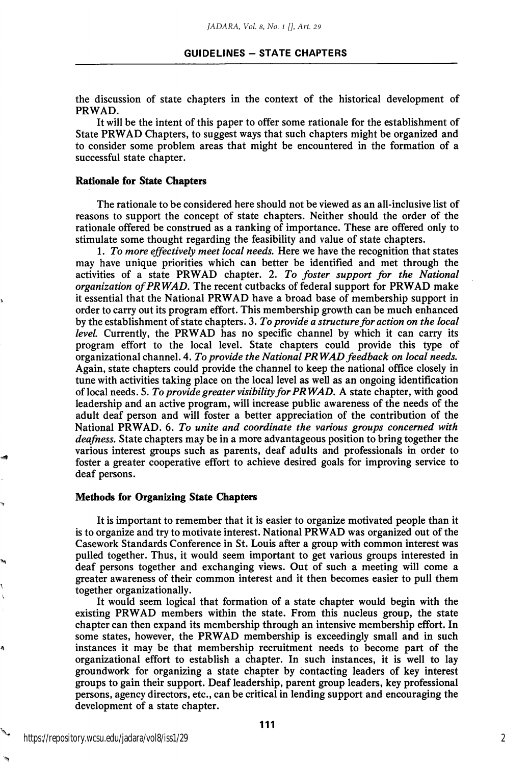the discussion of state chapters in the context of the historical development of PRWAD.

It will be the intent of this paper to offer some rationale for the establishment of State PRWAD Chapters, to suggest ways that such chapters might be organized and to consider some problem areas that might be encountered in the formation of a successful state chapter.

### Rationale for State Chapters

The rationale to be considered here should not be viewed as an all-inclusive list of reasons to support the concept of state chapters. Neither should the order of the rationale offered be construed as a ranking of importance. These are offered only to stimulate some thought regarding the feasibility and value of state chapters.

1. *To more effectively meet local needs.* Here we have the recognition that states may have unique priorities which can better be identified and met through the activities of a state PRWAD chapter. 2. *To foster support for the National organization of PRWAD.* The recent cutbacks of federal support for PRWAD make it essential that the National PRWAD have a broad base of membership support in order to carry out its program effort. This membership growth can be much enhanced by the establishment of state chapters. 3. *To provide a structure for action on the local level.* Currently, the PRWAD has no specific channel by which it can carry its program effort to the local level. State chapters could provide this type of organizational channel. 4. *To provide the National PRWAD feedback on local needs.* Again, state chapters could provide the channel to keep the national office closely in tune with activities taking place on the local level as well as an ongoing identification of local needs. 5. *To provide greater visibility for PRWAD.* A state chapter, with good leadership and an active program, will increase public awareness of the needs of the adult deaf person and will foster a better appreciation of the contribution of the National PRWAD. 6. *To unite and coordinate the various groups concerned with deafness.* State chapters may be in a more advantageous position to bring together the various interest groups such as parents, deaf adults and professionals in order to foster a greater cooperative effort to achieve desired goals for improving service to deaf persons.

### Methods for Organizing State Chapters

It is important to remember that it is easier to organize motivated people than it is to organize and try to motivate interest. National PRWAD was organized out of the Casework Standards Conference in St. Louis after a group with common interest was pulled together. Thus, it would seem important to get various groups interested in deaf persons together and exchanging views. Out of such a meeting will come a greater awareness of their common interest and it then becomes easier to pull them together organizationally.

It would seem logical that formation of a state chapter would begin with the existing PRWAD members within the state. From this nucleus group, the state chapter can then expand its membership through an intensive membership effort. In some states, however, the PRWAD membership is exceedingly small and in such instances it may be that membership recruitment needs to become part of the organizational effort to establish a chapter. In such instances, it is well to lay groundwork for organizing a state chapter by contacting leaders of key interest groups to gain their support. Deaf leadership, parent group leaders, key professional persons, agency directors, etc., can be critical in lending support and encouraging the development of a state chapter.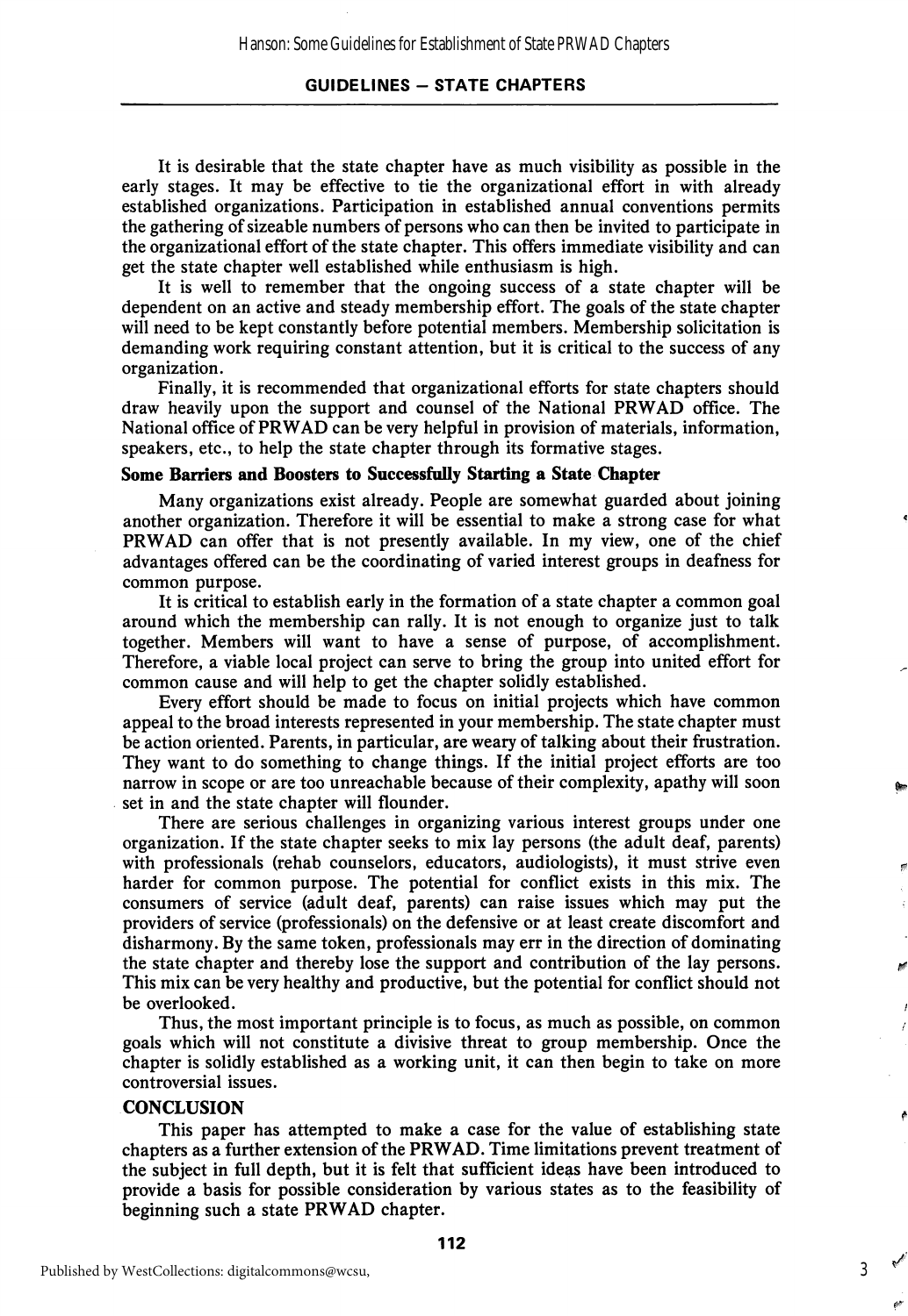It is desirable that the state chapter have as much visibility as possible in the early stages. It may be effective to tie the organizational effort in with already established organizations. Participation in established annual conventions permits the gathering of sizeable numbers of persons who can then be invited to participate in the organizational effort of the state chapter. This offers immediate visibility and can get the state chapter well established while enthusiasm is high.

It is well to remember that the ongoing success of a state chapter will be dependent on an active and steady membership effort. The goals of the state chapter will need to be kept constantly before potential members. Membership solicitation is demanding work requiring constant attention, but it is critical to the success of any organization.

Finally, it is recommended that organizational efforts for state chapters should draw heavily upon the support and counsel of the National PRWAD office. The National office of PRWAD can be very helpful in provision of materials, information, speakers, etc., to help the state chapter through its formative stages.

**Some Barriers and Boosters to Successfully Starting a State Chapter**

Many organizations exist already. People are somewhat guarded about joining another organization. Therefore it will be essential to make a strong case for what PRWAD can offer that is not presently available. In my view, one of the chief advantages offered can be the coordinating of varied interest groups in deafness for common purpose.

It is critical to establish early in the formation of a state chapter a common goal around which the membership can rally. It is not enough to organize just to talk together. Members will want to have a sense of purpose, of accomplishment. Therefore, a viable local project can serve to bring the group into united effort for common cause and will help to get the chapter solidly established.

Every effort should be made to focus on initial projects which have common appeal to the broad interests represented in your membership. The state chapter must be action oriented. Parents, in particular, are weary of talking about their frustration. They want to do something to change things. If the initial project efforts are too narrow in scope or are too unreachable because of their complexity, apathy will soon set in and the state chapter will flounder.

There are serious challenges in organizing various interest groups under one organization. If the state chapter seeks to mix lay persons (the adult deaf, parents) with professionals (rehab counselors, educators, audiologists), it must strive even harder for common purpose. The potential for conflict exists in this mix. The consumers of service (adult deaf, parents) can raise issues which may put the providers of service (professionals) on the defensive or at least create discomfort and disharmony. By the same token, professionals may err in the direction of dominating the state chapter and thereby lose the support and contribution of the lay persons. This mix can be very healthy and productive, but the potential for conflict should not be overlooked.

Thus, the most important principle is to focus, as much as possible, on common goals which will not constitute a divisive threat to group membership. Once the chapter is solidly established as a working unit, it can then begin to take on more controversial issues.

## CONCLUSION

This paper has attempted to make a case for the value of establishing state chapters as a further extension of the PRWAD. Time limitations prevent treatment of the subject in full depth, but it is felt that sufficient ideas have been introduced to provide a basis for possible consideration by various states as to the feasibility of beginning such a state PRWAD chapter.